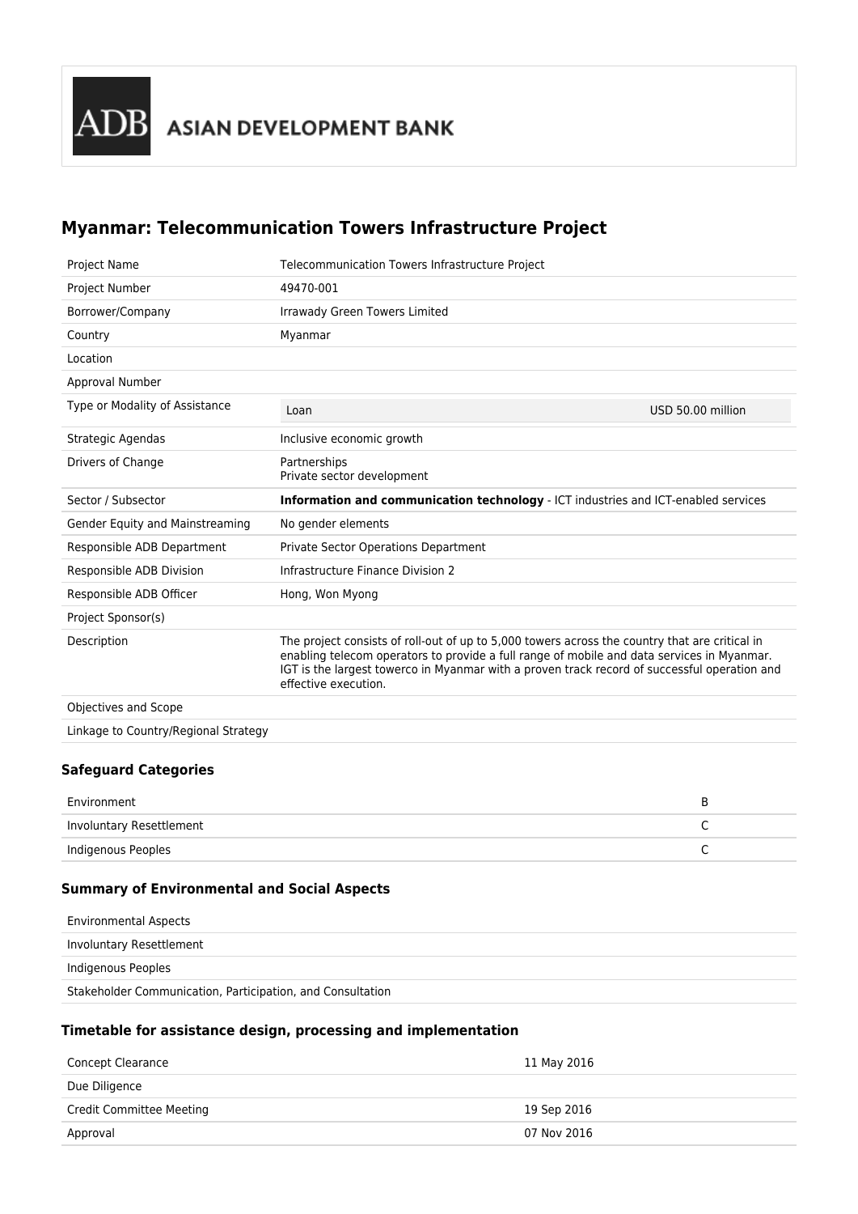ADB ASIAN DEVELOPMENT BANK

# Myanmar: Telecommunication Towers Infrastructure Project

| | | |
|---|---|---|
| Project Name | Telecommunication Towers Infrastructure Project | |
| Project Number | 49470-001 | |
| Borrower/Company | Irraway Green Towers Limited | |
| Country | Myanmar | |
| Location | | |
| Approval Number | | |
| Type or Modality of Assistance | Loan | USD 50.00 million |
| Strategic Agendas | Inclusive economic growth | |
| Drivers of Change | Partnerships<br>Private sector development | |
| Sector / Subsector | **Information and communication technology** - ICT industries and ICT-enabled services | |
| Gender Equity and Mainstreaming | No gender elements | |
| Responsible ADB Department | Private Sector Operations Department | |
| Responsible ADB Division | Infrastructure Finance Division 2 | |
| Responsible ADB Officer | Hong, Won Myong | |
| Project Sponsor(s) | | |
| Description | The project consists of roll-out of up to 5,000 towers across the country that are critical in enabling telecom operators to provide a full range of mobile and data services in Myanmar. IGT is the largest towerco in Myanmar with a proven track record of successful operation and effective execution. | |
| Objectives and Scope | | |
| Linkage to Country/Regional Strategy | | |

### Safeguard Categories

| | |
|---|---|
| Environment | B |
| Involuntary Resettlement | C |
| Indigenous Peoples | C |

### Summary of Environmental and Social Aspects

| |
|---|
| Environmental Aspects |
| Involuntary Resettlement |
| Indigenous Peoples |
| Stakeholder Communication, Participation, and Consultation |

### Timetable for assistance design, processing and implementation

| | |
|---|---|
| Concept Clearance | 11 May 2016 |
| Due Diligence | |
| Credit Committee Meeting | 19 Sep 2016 |
| Approval | 07 Nov 2016 |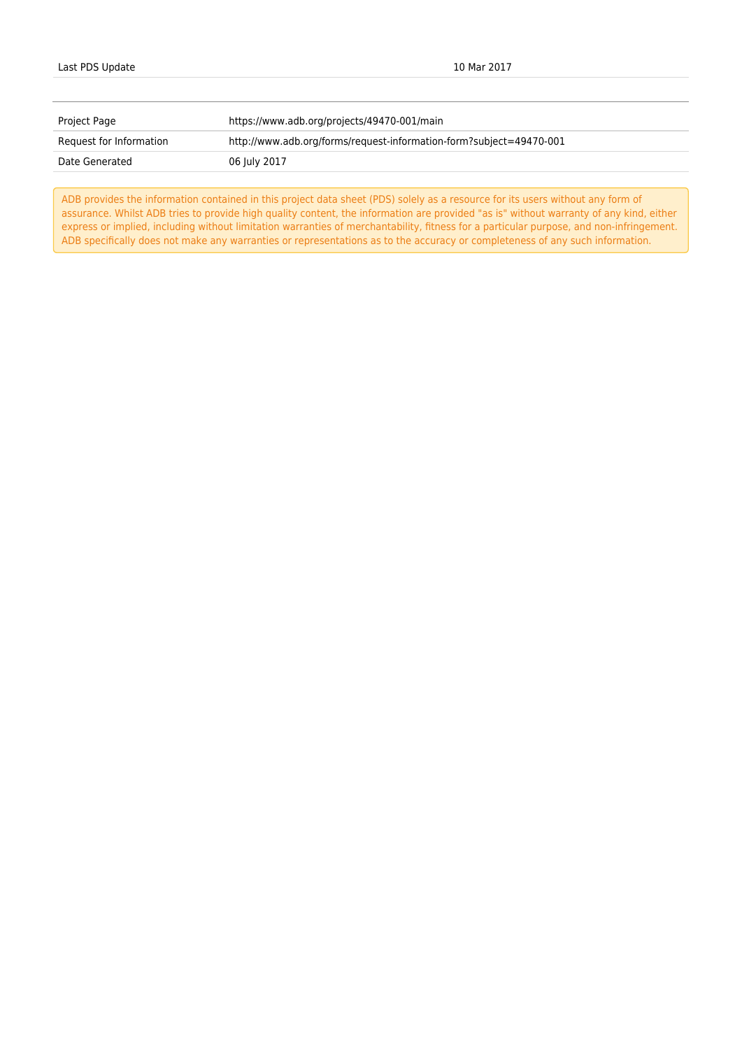| | |
|---|---|
| Last PDS Update | 10 Mar 2017 |

| | |
|---|---|
| Project Page | https://www.adb.org/projects/49470-001/main |
| Request for Information | http://www.adb.org/forms/request-information-form?subject=49470-001 |
| Date Generated | 06 July 2017 |

ADB provides the information contained in this project data sheet (PDS) solely as a resource for its users without any form of assurance. Whilst ADB tries to provide high quality content, the information are provided "as is" without warranty of any kind, either express or implied, including without limitation warranties of merchantability, fitness for a particular purpose, and non-infringement. ADB specifically does not make any warranties or representations as to the accuracy or completeness of any such information.